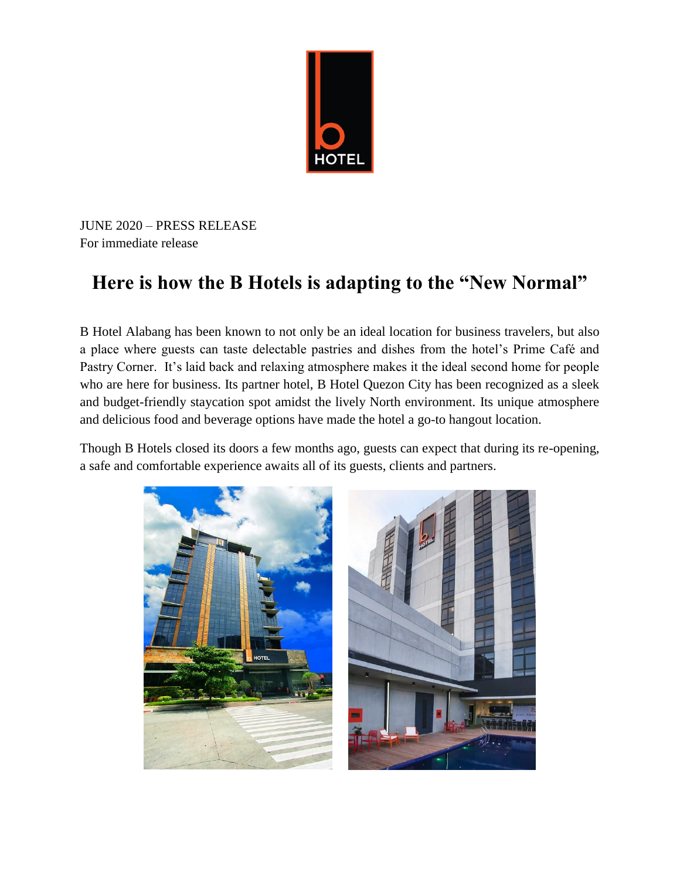JUNE 2020 – PRESS RELEASE
For immediate release

# Here is how the B Hotels is adapting to the "New Normal"

B Hotel Alabang has been known to not only be an ideal location for business travelers, but also a place where guests can taste delectable pastries and dishes from the hotel's Prime Café and Pastry Corner. It's laid back and relaxing atmosphere makes it the ideal second home for people who are here for business. Its partner hotel, B Hotel Quezon City has been recognized as a sleek and budget-friendly staycation spot amidst the lively North environment. Its unique atmosphere and delicious food and beverage options have made the hotel a go-to hangout location.

Though B Hotels closed its doors a few months ago, guests can expect that during its re-opening, a safe and comfortable experience awaits all of its guests, clients and partners.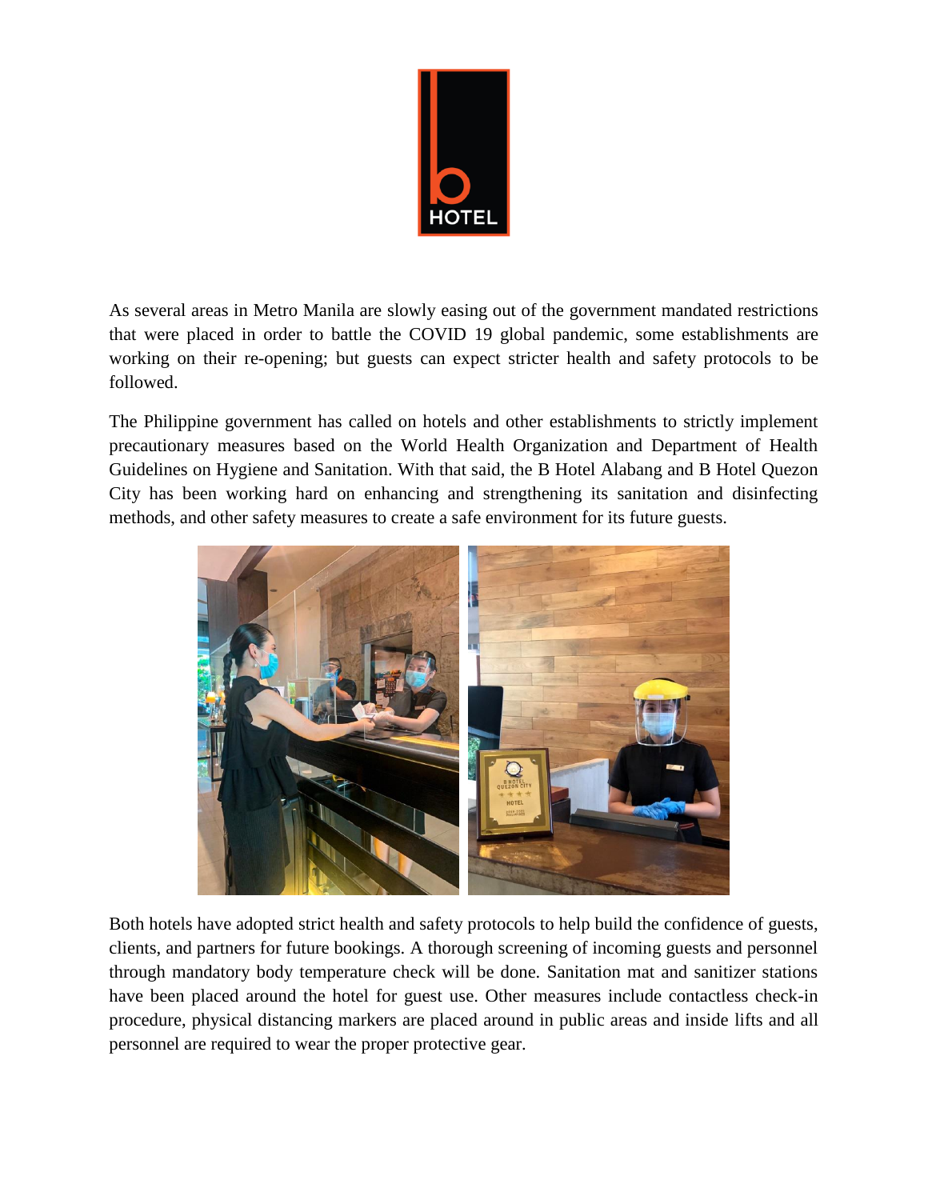As several areas in Metro Manila are slowly easing out of the government mandated restrictions that were placed in order to battle the COVID 19 global pandemic, some establishments are working on their re-opening; but guests can expect stricter health and safety protocols to be followed.

The Philippine government has called on hotels and other establishments to strictly implement precautionary measures based on the World Health Organization and Department of Health Guidelines on Hygiene and Sanitation. With that said, the B Hotel Alabang and B Hotel Quezon City has been working hard on enhancing and strengthening its sanitation and disinfecting methods, and other safety measures to create a safe environment for its future guests.

Both hotels have adopted strict health and safety protocols to help build the confidence of guests, clients, and partners for future bookings. A thorough screening of incoming guests and personnel through mandatory body temperature check will be done. Sanitation mat and sanitizer stations have been placed around the hotel for guest use. Other measures include contactless check-in procedure, physical distancing markers are placed around in public areas and inside lifts and all personnel are required to wear the proper protective gear.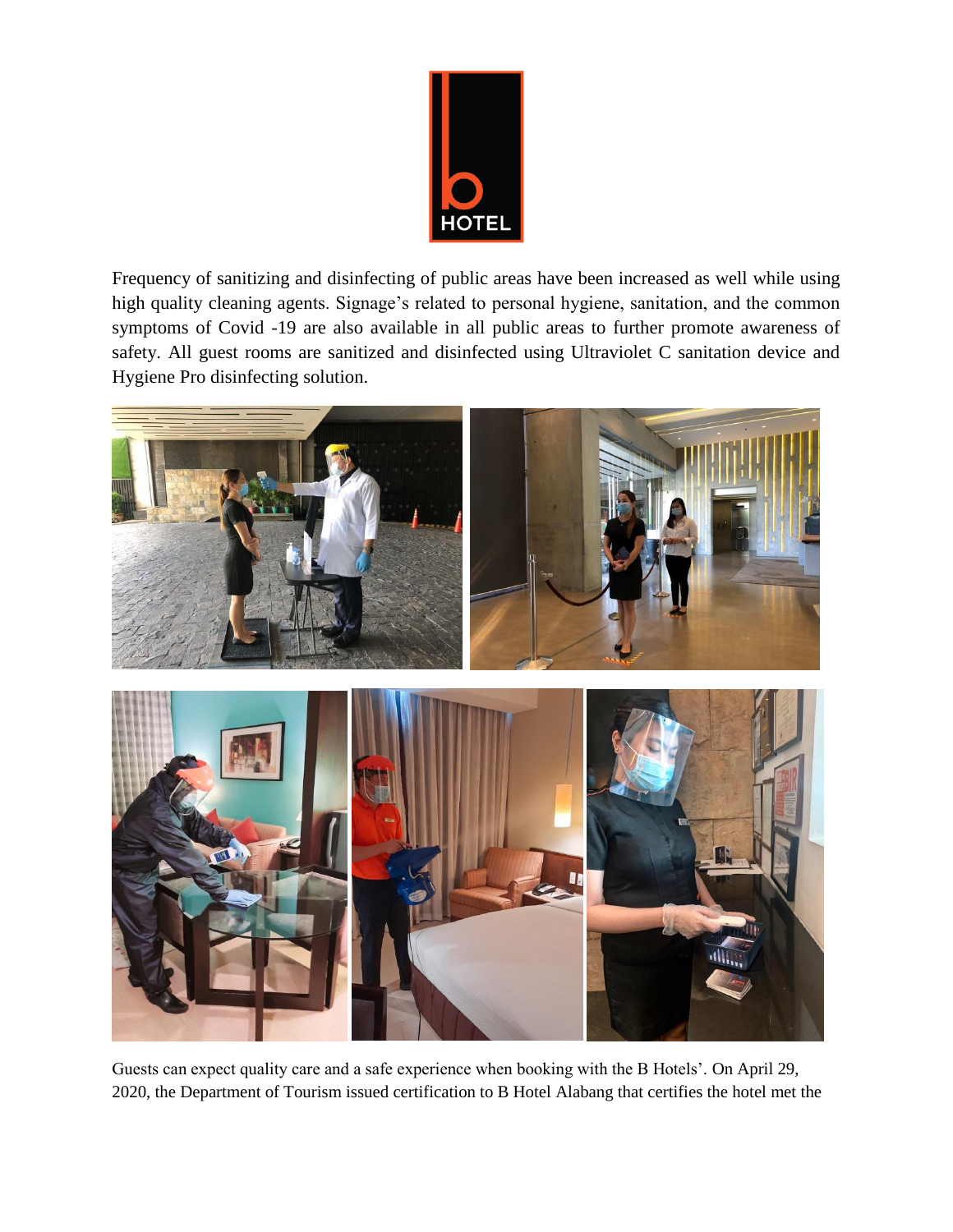Frequency of sanitizing and disinfecting of public areas have been increased as well while using high quality cleaning agents. Signage's related to personal hygiene, sanitation, and the common symptoms of Covid -19 are also available in all public areas to further promote awareness of safety. All guest rooms are sanitized and disinfected using Ultraviolet C sanitation device and Hygiene Pro disinfecting solution.

Guests can expect quality care and a safe experience when booking with the B Hotels'. On April 29, 2020, the Department of Tourism issued certification to B Hotel Alabang that certifies the hotel met the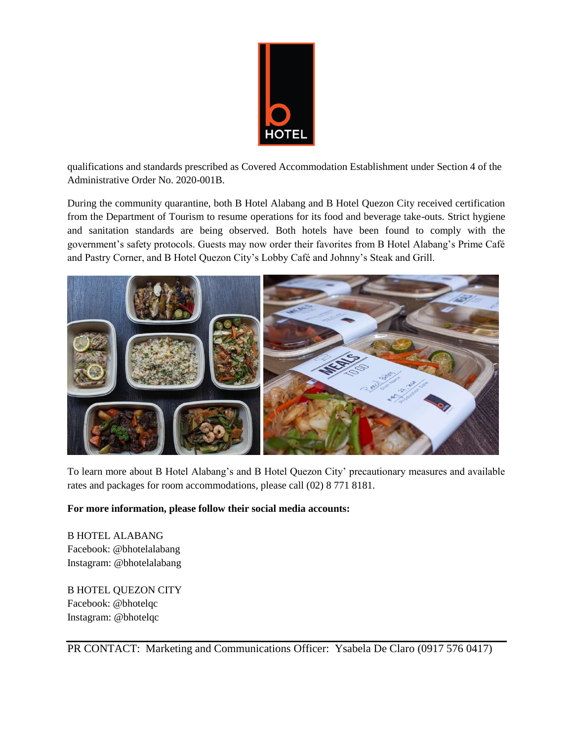qualifications and standards prescribed as Covered Accommodation Establishment under Section 4 of the Administrative Order No. 2020-001B.

During the community quarantine, both B Hotel Alabang and B Hotel Quezon City received certification from the Department of Tourism to resume operations for its food and beverage take-outs. Strict hygiene and sanitation standards are being observed. Both hotels have been found to comply with the government's safety protocols. Guests may now order their favorites from B Hotel Alabang's Prime Café and Pastry Corner, and B Hotel Quezon City's Lobby Café and Johnny's Steak and Grill.

To learn more about B Hotel Alabang's and B Hotel Quezon City' precautionary measures and available rates and packages for room accommodations, please call (02) 8 771 8181.

**For more information, please follow their social media accounts:**

B HOTEL ALABANG
Facebook: @bhotelalabang
Instagram: @bhotelalabang

B HOTEL QUEZON CITY
Facebook: @bhotelqc
Instagram: @bhotelqc

PR CONTACT: Marketing and Communications Officer: Ysabela De Claro (0917 576 0417)